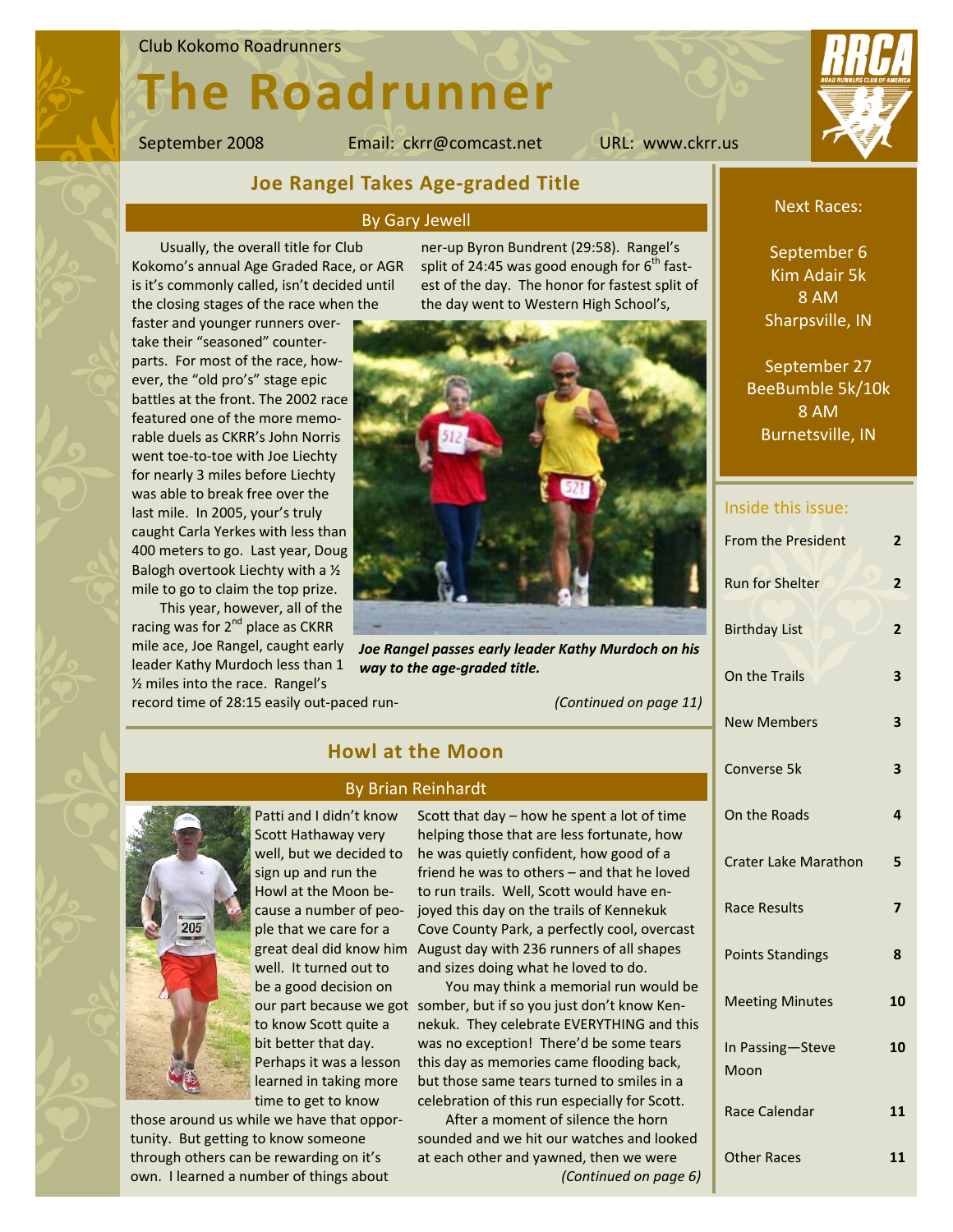Club Kokomo Roadrunners

# The Roadrunner

September 2008 Email: ckrr@comcast.net URL: www.ckrr.us

## Joe Rangel Takes Age-graded Title

By Gary Jewell

Usually, the overall title for Club Kokomo's annual Age Graded Race, or AGR is it's commonly called, isn't decided until the closing stages of the race when the faster and younger runners overtake their "seasoned" counterparts. For most of the race, however, the "old pro's" stage epic battles at the front. The 2002 race featured one of the more memorable duels as CKRR's John Norris went toe-to-toe with Joe Liechty for nearly 3 miles before Liechty was able to break free over the last mile. In 2005, your's truly caught Carla Yerkes with less than 400 meters to go. Last year, Doug Balogh overtook Liechty with a ½ mile to go to claim the top prize.

This year, however, all of the racing was for 2nd place as CKRR mile ace, Joe Rangel, caught early leader Kathy Murdoch less than 1 ½ miles into the race. Rangel's record time of 28:15 easily out-paced runner-up Byron Bundrent (29:58). Rangel's split of 24:45 was good enough for 6th fastest of the day. The honor for fastest split of the day went to Western High School's,

*Joe Rangel passes early leader Kathy Murdoch on his way to the age-graded title.*

*(Continued on page 11)*

## Howl at the Moon

By Brian Reinhardt

Patti and I didn't know Scott Hathaway very well, but we decided to sign up and run the Howl at the Moon because a number of people that we care for a great deal did know him well. It turned out to be a good decision on our part because we got to know Scott quite a bit better that day. Perhaps it was a lesson learned in taking more time to get to know those around us while we have that opportunity. But getting to know someone through others can be rewarding on it's own. I learned a number of things about Scott that day – how he spent a lot of time helping those that are less fortunate, how he was quietly confident, how good of a friend he was to others – and that he loved to run trails. Well, Scott would have enjoyed this day on the trails of Kennekuk Cove County Park, a perfectly cool, overcast August day with 236 runners of all shapes and sizes doing what he loved to do.

You may think a memorial run would be somber, but if so you just don't know Kennekuk. They celebrate EVERYTHING and this was no exception! There'd be some tears this day as memories came flooding back, but those same tears turned to smiles in a celebration of this run especially for Scott.

After a moment of silence the horn sounded and we hit our watches and looked at each other and yawned, then we were

*(Continued on page 6)*

---

Next Races:

September 6
Kim Adair 5k
8 AM
Sharpsville, IN

September 27
BeeBumble 5k/10k
8 AM
Burnetsville, IN

### Inside this issue:

| | |
|---|---|
| From the President | 2 |
| Run for Shelter | 2 |
| Birthday List | 2 |
| On the Trails | 3 |
| New Members | 3 |
| Converse 5k | 3 |
| On the Roads | 4 |
| Crater Lake Marathon | 5 |
| Race Results | 7 |
| Points Standings | 8 |
| Meeting Minutes | 10 |
| In Passing—Steve Moon | 10 |
| Race Calendar | 11 |
| Other Races | 11 |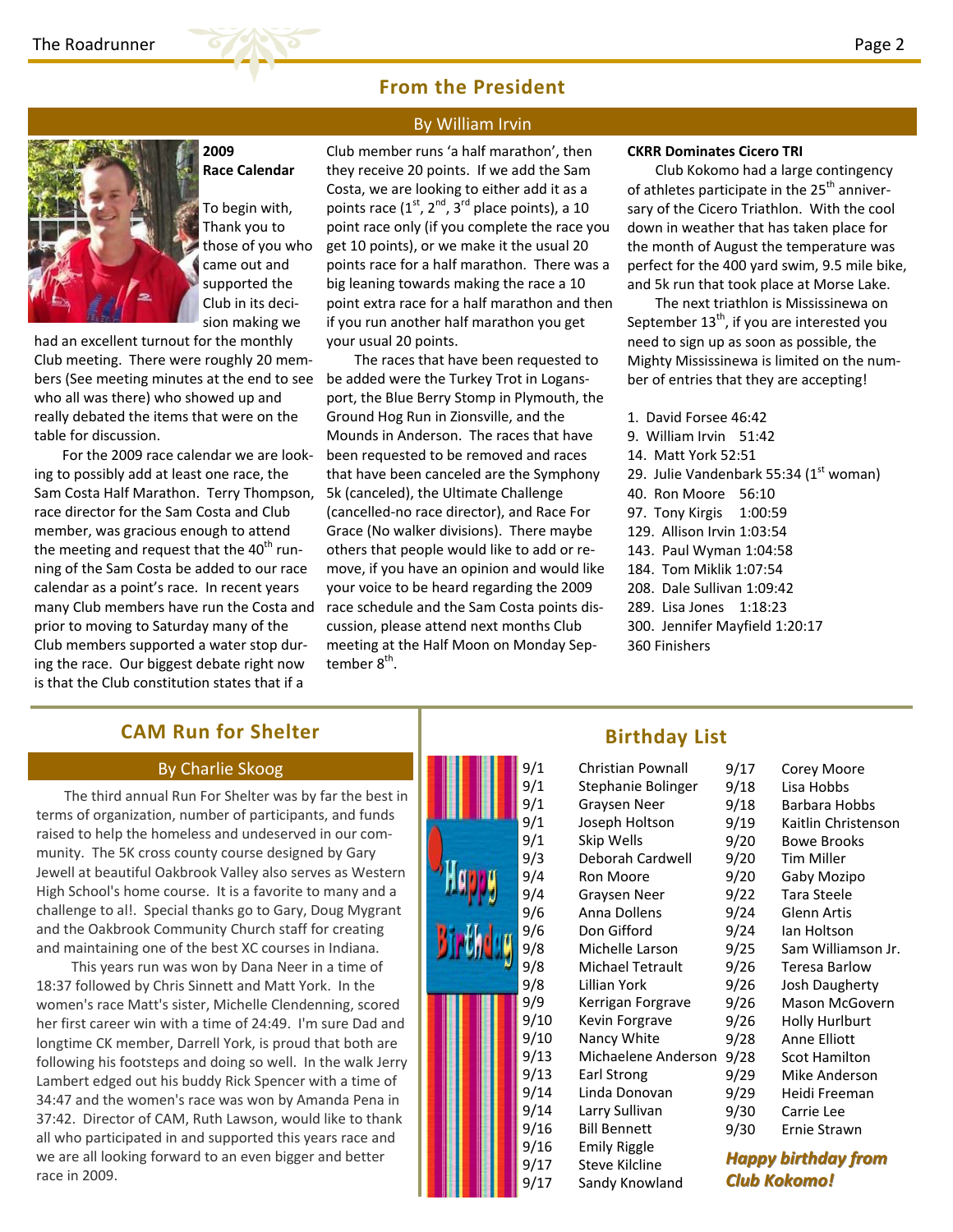## From the President

### By William Irvin

**2009 Race Calendar**

To begin with, Thank you to those of you who came out and supported the Club in its decision making we had an excellent turnout for the monthly Club meeting. There were roughly 20 members (See meeting minutes at the end to see who all was there) who showed up and really debated the items that were on the table for discussion.

For the 2009 race calendar we are looking to possibly add at least one race, the Sam Costa Half Marathon. Terry Thompson, race director for the Sam Costa and Club member, was gracious enough to attend the meeting and request that the 40th running of the Sam Costa be added to our race calendar as a point's race. In recent years many Club members have run the Costa and prior to moving to Saturday many of the Club members supported a water stop during the race. Our biggest debate right now is that the Club constitution states that if a Club member runs 'a half marathon', then they receive 20 points. If we add the Sam Costa, we are looking to either add it as a points race (1st, 2nd, 3rd place points), a 10 point race only (if you complete the race you get 10 points), or we make it the usual 20 points race for a half marathon. There was a big leaning towards making the race a 10 point extra race for a half marathon and then if you run another half marathon you get your usual 20 points.

The races that have been requested to be added were the Turkey Trot in Logansport, the Blue Berry Stomp in Plymouth, the Ground Hog Run in Zionsville, and the Mounds in Anderson. The races that have been requested to be removed and races that have been canceled are the Symphony 5k (canceled), the Ultimate Challenge (cancelled-no race director), and Race For Grace (No walker divisions). There maybe others that people would like to add or remove, if you have an opinion and would like your voice to be heard regarding the 2009 race schedule and the Sam Costa points discussion, please attend next months Club meeting at the Half Moon on Monday September 8th.

**CKRR Dominates Cicero TRI**

Club Kokomo had a large contingency of athletes participate in the 25th anniversary of the Cicero Triathlon. With the cool down in weather that has taken place for the month of August the temperature was perfect for the 400 yard swim, 9.5 mile bike, and 5k run that took place at Morse Lake.

The next triathlon is Mississinewa on September 13th, if you are interested you need to sign up as soon as possible, the Mighty Mississinewa is limited on the number of entries that they are accepting!

1. David Forsee 46:42
9. William Irvin 51:42
14. Matt York 52:51
29. Julie Vandenbark 55:34 (1st woman)
40. Ron Moore 56:10
97. Tony Kirgis 1:00:59
129. Allison Irvin 1:03:54
143. Paul Wyman 1:04:58
184. Tom Miklik 1:07:54
208. Dale Sullivan 1:09:42
289. Lisa Jones 1:18:23
300. Jennifer Mayfield 1:20:17

360 Finishers

## CAM Run for Shelter

### By Charlie Skoog

The third annual Run For Shelter was by far the best in terms of organization, number of participants, and funds raised to help the homeless and underserved in our community. The 5K cross county course designed by Gary Jewell at beautiful Oakbrook Valley also serves as Western High School's home course. It is a favorite to many and a challenge to all!. Special thanks go to Gary, Doug Mygrant and the Oakbrook Community Church staff for creating and maintaining one of the best XC courses in Indiana.

This years run was won by Dana Neer in a time of 18:37 followed by Chris Sinnett and Matt York. In the women's race Matt's sister, Michelle Clendenning, scored her first career win with a time of 24:49. I'm sure Dad and longtime CK member, Darrell York, is proud that both are following his footsteps and doing so well. In the walk Jerry Lambert edged out his buddy Rick Spencer with a time of 34:47 and the women's race was won by Amanda Pena in 37:42. Director of CAM, Ruth Lawson, would like to thank all who participated in and supported this years race and we are all looking forward to an even bigger and better race in 2009.

## Birthday List

| Date | Name | Date | Name |
|---|---|---|---|
| 9/1 | Christian Pownall | 9/17 | Corey Moore |
| 9/1 | Stephanie Bolinger | 9/18 | Lisa Hobbs |
| 9/1 | Graysen Neer | 9/18 | Barbara Hobbs |
| 9/1 | Joseph Holtson | 9/19 | Kaitlin Christenson |
| 9/1 | Skip Wells | 9/20 | Bowe Brooks |
| 9/3 | Deborah Cardwell | 9/20 | Tim Miller |
| 9/4 | Ron Moore | 9/20 | Gaby Mozipo |
| 9/4 | Graysen Neer | 9/22 | Tara Steele |
| 9/6 | Anna Dollens | 9/24 | Glenn Artis |
| 9/6 | Don Gifford | 9/24 | Ian Holtson |
| 9/8 | Michelle Larson | 9/25 | Sam Williamson Jr. |
| 9/8 | Michael Tetrault | 9/26 | Teresa Barlow |
| 9/8 | Lillian York | 9/26 | Josh Daugherty |
| 9/9 | Kerrigan Forgrave | 9/26 | Mason McGovern |
| 9/10 | Kevin Forgrave | 9/26 | Holly Hurlburt |
| 9/10 | Nancy White | 9/28 | Anne Elliott |
| 9/13 | Michaelene Anderson | 9/28 | Scot Hamilton |
| 9/13 | Earl Strong | 9/29 | Mike Anderson |
| 9/14 | Linda Donovan | 9/29 | Heidi Freeman |
| 9/14 | Larry Sullivan | 9/30 | Carrie Lee |
| 9/16 | Bill Bennett | 9/30 | Ernie Strawn |
| 9/16 | Emily Riggle | | |
| 9/17 | Steve Kilcline | | |
| 9/17 | Sandy Knowland | | |

***Happy birthday from Club Kokomo!***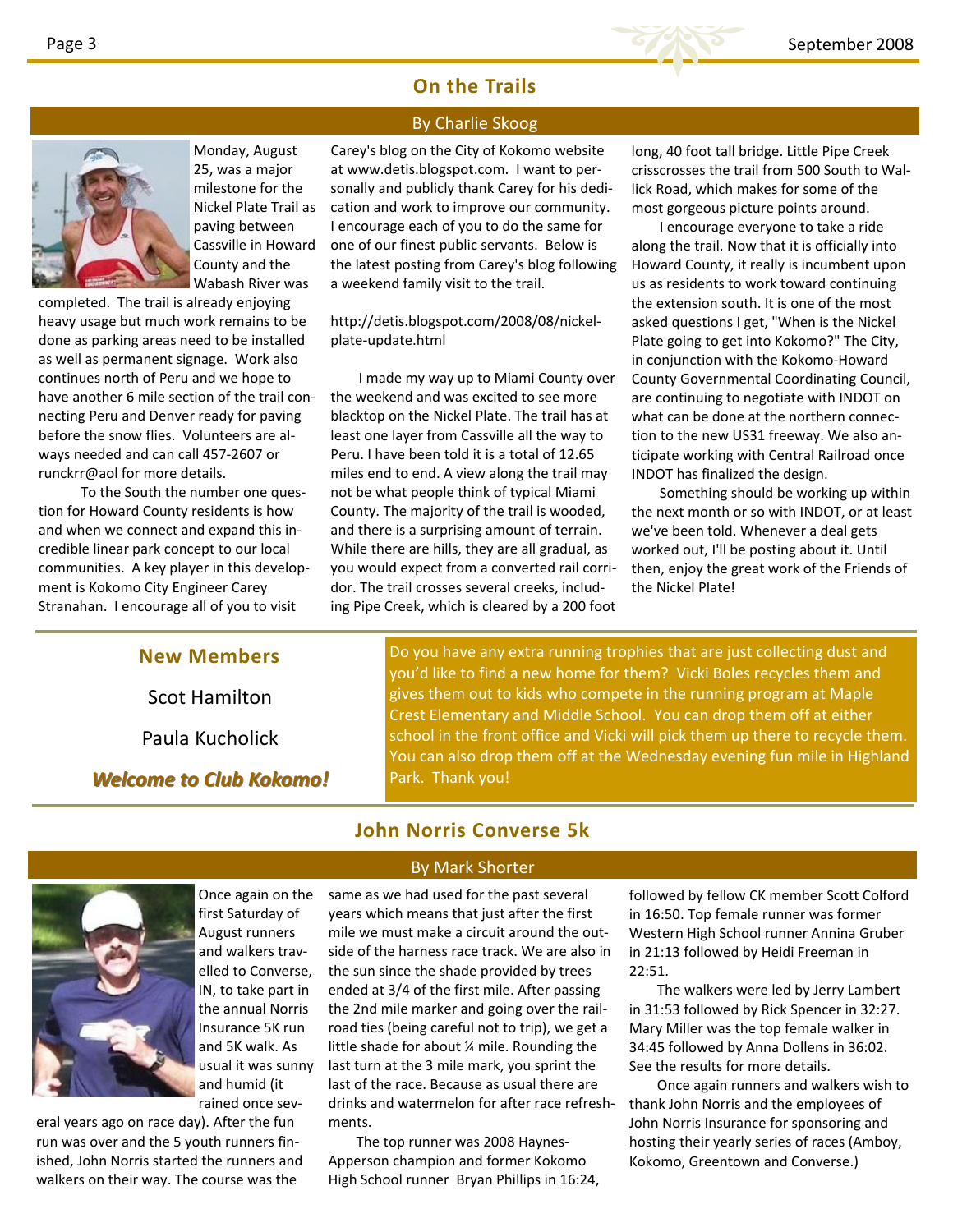## On the Trails

### By Charlie Skoog

Monday, August 25, was a major milestone for the Nickel Plate Trail as paving between Cassville in Howard County and the Wabash River was completed. The trail is already enjoying heavy usage but much work remains to be done as parking areas need to be installed as well as permanent signage. Work also continues north of Peru and we hope to have another 6 mile section of the trail connecting Peru and Denver ready for paving before the snow flies. Volunteers are always needed and can call 457-2607 or runckrr@aol for more details.

To the South the number one question for Howard County residents is how and when we connect and expand this incredible linear park concept to our local communities. A key player in this development is Kokomo City Engineer Carey Stranahan. I encourage all of you to visit Carey's blog on the City of Kokomo website at www.detis.blogspot.com. I want to personally and publicly thank Carey for his dedication and work to improve our community. I encourage each of you to do the same for one of our finest public servants. Below is the latest posting from Carey's blog following a weekend family visit to the trail.

http://detis.blogspot.com/2008/08/nickel-plate-update.html

I made my way up to Miami County over the weekend and was excited to see more blacktop on the Nickel Plate. The trail has at least one layer from Cassville all the way to Peru. I have been told it is a total of 12.65 miles end to end. A view along the trail may not be what people think of typical Miami County. The majority of the trail is wooded, and there is a surprising amount of terrain. While there are hills, they are all gradual, as you would expect from a converted rail corridor. The trail crosses several creeks, including Pipe Creek, which is cleared by a 200 foot long, 40 foot tall bridge. Little Pipe Creek crisscrosses the trail from 500 South to Wallick Road, which makes for some of the most gorgeous picture points around.

I encourage everyone to take a ride along the trail. Now that it is officially into Howard County, it really is incumbent upon us as residents to work toward continuing the extension south. It is one of the most asked questions I get, "When is the Nickel Plate going to get into Kokomo?" The City, in conjunction with the Kokomo-Howard County Governmental Coordinating Council, are continuing to negotiate with INDOT on what can be done at the northern connection to the new US31 freeway. We also anticipate working with Central Railroad once INDOT has finalized the design.

Something should be working up within the next month or so with INDOT, or at least we've been told. Whenever a deal gets worked out, I'll be posting about it. Until then, enjoy the great work of the Friends of the Nickel Plate!

## New Members

Scot Hamilton

Paula Kucholick

***Welcome to Club Kokomo!***

Do you have any extra running trophies that are just collecting dust and you'd like to find a new home for them? Vicki Boles recycles them and gives them out to kids who compete in the running program at Maple Crest Elementary and Middle School. You can drop them off at either school in the front office and Vicki will pick them up there to recycle them. You can also drop them off at the Wednesday evening fun mile in Highland Park. Thank you!

## John Norris Converse 5k

### By Mark Shorter

Once again on the first Saturday of August runners and walkers travelled to Converse, IN, to take part in the annual Norris Insurance 5K run and 5K walk. As usual it was sunny and humid (it rained once several years ago on race day). After the fun run was over and the 5 youth runners finished, John Norris started the runners and walkers on their way. The course was the same as we had used for the past several years which means that just after the first mile we must make a circuit around the outside of the harness race track. We are also in the sun since the shade provided by trees ended at 3/4 of the first mile. After passing the 2nd mile marker and going over the railroad ties (being careful not to trip), we get a little shade for about ¼ mile. Rounding the last turn at the 3 mile mark, you sprint the last of the race. Because as usual there are drinks and watermelon for after race refreshments.

The top runner was 2008 Haynes-Apperson champion and former Kokomo High School runner Bryan Phillips in 16:24, followed by fellow CK member Scott Colford in 16:50. Top female runner was former Western High School runner Annina Gruber in 21:13 followed by Heidi Freeman in 22:51.

The walkers were led by Jerry Lambert in 31:53 followed by Rick Spencer in 32:27. Mary Miller was the top female walker in 34:45 followed by Anna Dollens in 36:02. See the results for more details.

Once again runners and walkers wish to thank John Norris and the employees of John Norris Insurance for sponsoring and hosting their yearly series of races (Amboy, Kokomo, Greentown and Converse.)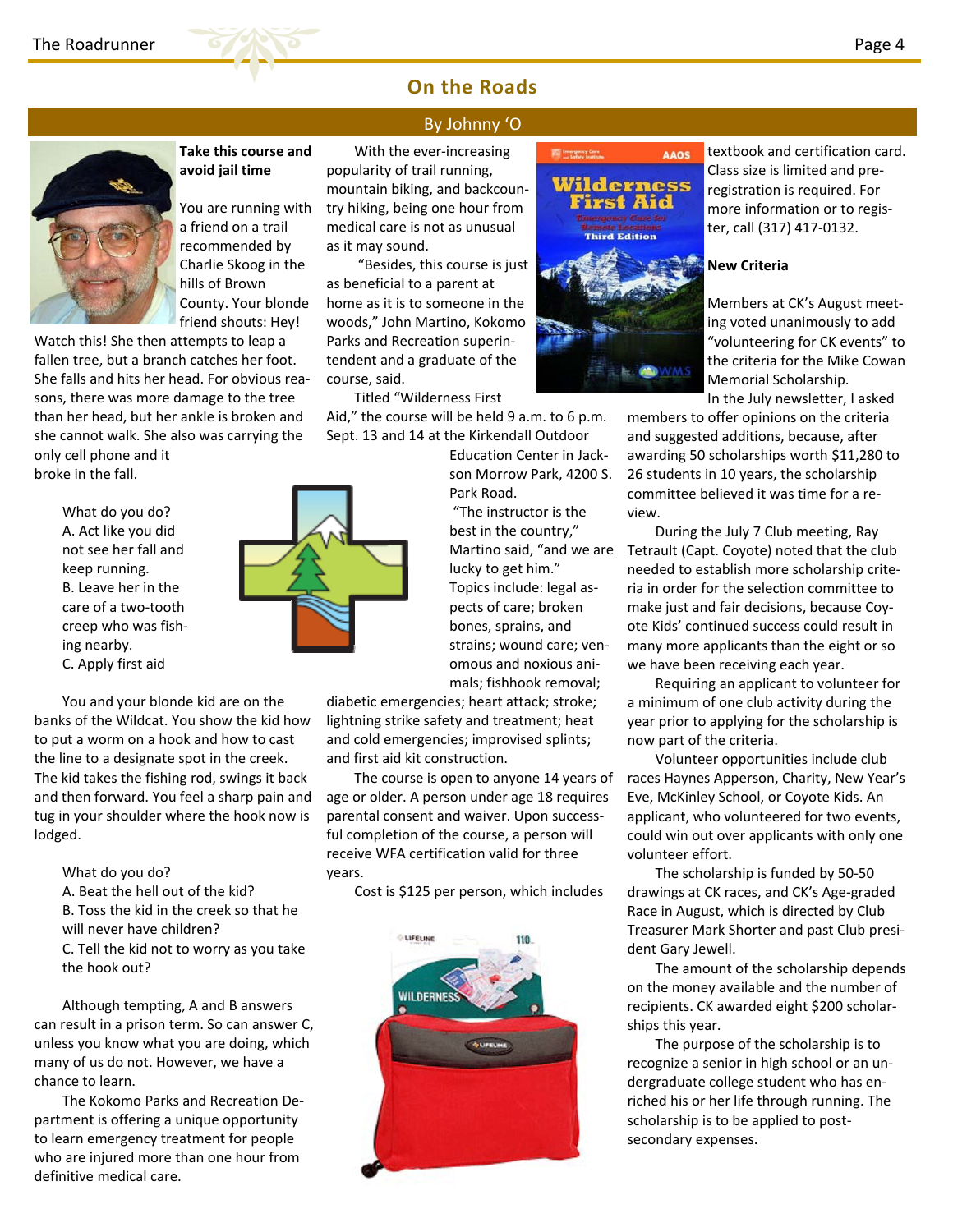## On the Roads

By Johnny 'O

**Take this course and avoid jail time**

You are running with a friend on a trail recommended by Charlie Skoog in the hills of Brown County. Your blonde friend shouts: Hey! Watch this! She then attempts to leap a fallen tree, but a branch catches her foot. She falls and hits her head. For obvious reasons, there was more damage to the tree than her head, but her ankle is broken and she cannot walk. She also was carrying the only cell phone and it broke in the fall.

What do you do?
A. Act like you did not see her fall and keep running.
B. Leave her in the care of a two-tooth creep who was fishing nearby.
C. Apply first aid

You and your blonde kid are on the banks of the Wildcat. You show the kid how to put a worm on a hook and how to cast the line to a designate spot in the creek. The kid takes the fishing rod, swings it back and then forward. You feel a sharp pain and tug in your shoulder where the hook now is lodged.

What do you do?
A. Beat the hell out of the kid?
B. Toss the kid in the creek so that he will never have children?
C. Tell the kid not to worry as you take the hook out?

Although tempting, A and B answers can result in a prison term. So can answer C, unless you know what you are doing, which many of us do not. However, we have a chance to learn.

The Kokomo Parks and Recreation Department is offering a unique opportunity to learn emergency treatment for people who are injured more than one hour from definitive medical care.

With the ever-increasing popularity of trail running, mountain biking, and backcountry hiking, being one hour from medical care is not as unusual as it may sound.

"Besides, this course is just as beneficial to a parent at home as it is to someone in the woods," John Martino, Kokomo Parks and Recreation superintendent and a graduate of the course, said.

Titled "Wilderness First Aid," the course will be held 9 a.m. to 6 p.m. Sept. 13 and 14 at the Kirkendall Outdoor Education Center in Jackson Morrow Park, 4200 S. Park Road.

"The instructor is the best in the country," Martino said, "and we are lucky to get him."

Topics include: legal aspects of care; broken bones, sprains, and strains; wound care; venomous and noxious animals; fishhook removal; diabetic emergencies; heart attack; stroke; lightning strike safety and treatment; heat and cold emergencies; improvised splints; and first aid kit construction.

The course is open to anyone 14 years of age or older. A person under age 18 requires parental consent and waiver. Upon successful completion of the course, a person will receive WFA certification valid for three years.

Cost is $125 per person, which includes textbook and certification card. Class size is limited and preregistration is required. For more information or to register, call (317) 417-0132.

**New Criteria**

Members at CK's August meeting voted unanimously to add "volunteering for CK events" to the criteria for the Mike Cowan Memorial Scholarship.

In the July newsletter, I asked members to offer opinions on the criteria and suggested additions, because, after awarding 50 scholarships worth $11,280 to 26 students in 10 years, the scholarship committee believed it was time for a review.

During the July 7 Club meeting, Ray Tetrault (Capt. Coyote) noted that the club needed to establish more scholarship criteria in order for the selection committee to make just and fair decisions, because Coyote Kids' continued success could result in many more applicants than the eight or so we have been receiving each year.

Requiring an applicant to volunteer for a minimum of one club activity during the year prior to applying for the scholarship is now part of the criteria.

Volunteer opportunities include club races Haynes Apperson, Charity, New Year's Eve, McKinley School, or Coyote Kids. An applicant, who volunteered for two events, could win out over applicants with only one volunteer effort.

The scholarship is funded by 50-50 drawings at CK races, and CK's Age-graded Race in August, which is directed by Club Treasurer Mark Shorter and past Club president Gary Jewell.

The amount of the scholarship depends on the money available and the number of recipients. CK awarded eight $200 scholarships this year.

The purpose of the scholarship is to recognize a senior in high school or an undergraduate college student who has enriched his or her life through running. The scholarship is to be applied to post-secondary expenses.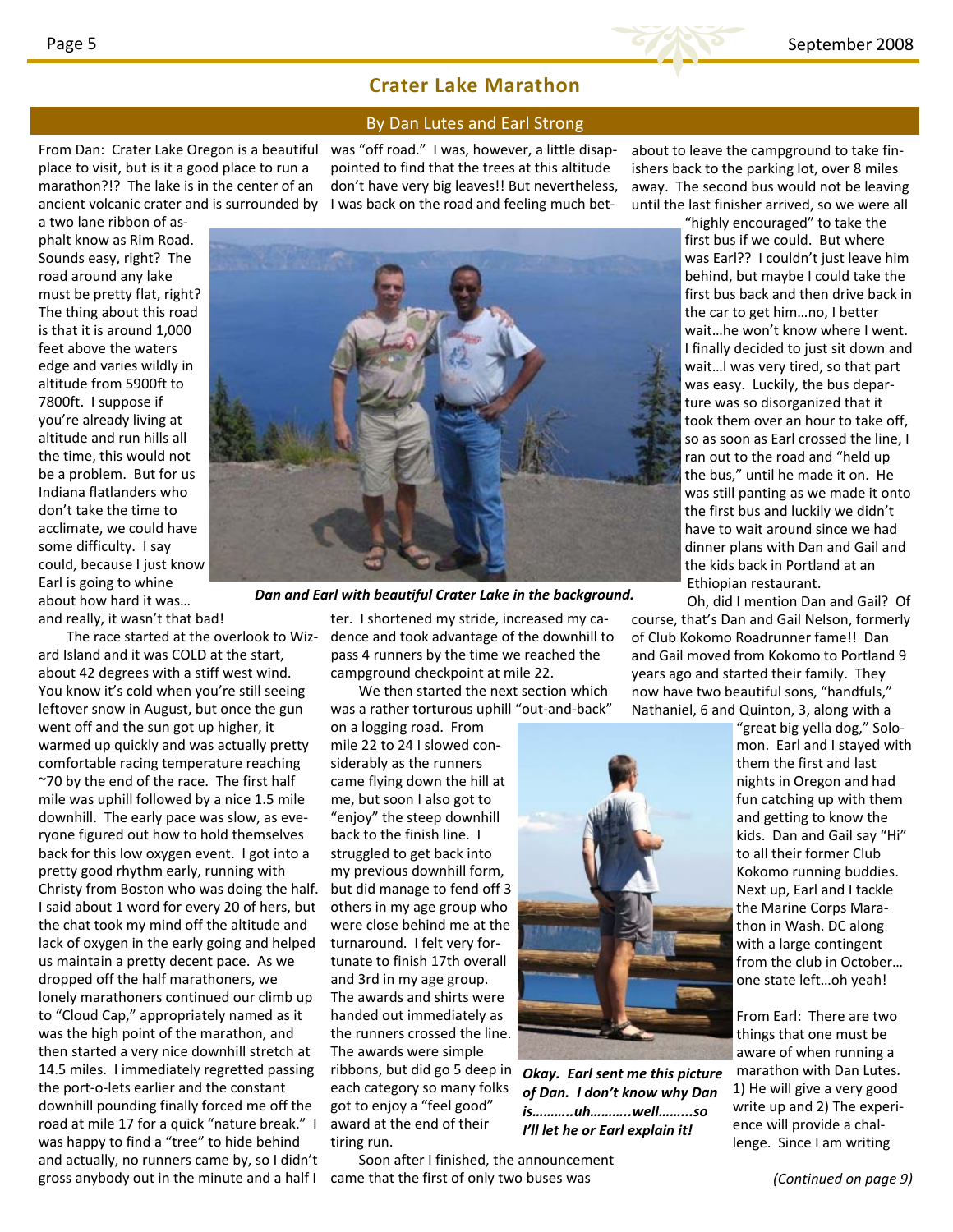## Crater Lake Marathon

### By Dan Lutes and Earl Strong

From Dan: Crater Lake Oregon is a beautiful place to visit, but is it a good place to run a marathon?!? The lake is in the center of an ancient volcanic crater and is surrounded by a two lane ribbon of asphalt know as Rim Road. Sounds easy, right? The road around any lake must be pretty flat, right? The thing about this road is that it is around 1,000 feet above the waters edge and varies wildly in altitude from 5900ft to 7800ft. I suppose if you're already living at altitude and run hills all the time, this would not be a problem. But for us Indiana flatlanders who don't take the time to acclimate, we could have some difficulty. I say could, because I just know Earl is going to whine about how hard it was… and really, it wasn't that bad!

The race started at the overlook to Wizard Island and it was COLD at the start, about 42 degrees with a stiff west wind. You know it's cold when you're still seeing leftover snow in August, but once the gun went off and the sun got up higher, it warmed up quickly and was actually pretty comfortable racing temperature reaching ~70 by the end of the race. The first half mile was uphill followed by a nice 1.5 mile downhill. The early pace was slow, as everyone figured out how to hold themselves back for this low oxygen event. I got into a pretty good rhythm early, running with Christy from Boston who was doing the half. I said about 1 word for every 20 of hers, but the chat took my mind off the altitude and lack of oxygen in the early going and helped us maintain a pretty decent pace. As we dropped off the half marathoners, we lonely marathoners continued our climb up to "Cloud Cap," appropriately named as it was the high point of the marathon, and then started a very nice downhill stretch at 14.5 miles. I immediately regretted passing the port-o-lets earlier and the constant downhill pounding finally forced me off the road at mile 17 for a quick "nature break." I was happy to find a "tree" to hide behind and actually, no runners came by, so I didn't gross anybody out in the minute and a half I was "off road." I was, however, a little disappointed to find that the trees at this altitude don't have very big leaves!! But nevertheless, I was back on the road and feeling much better. I shortened my stride, increased my cadence and took advantage of the downhill to pass 4 runners by the time we reached the campground checkpoint at mile 22.

*Dan and Earl with beautiful Crater Lake in the background.*

We then started the next section which was a rather torturous uphill "out-and-back" on a logging road. From mile 22 to 24 I slowed considerably as the runners came flying down the hill at me, but soon I also got to "enjoy" the steep downhill back to the finish line. I struggled to get back into my previous downhill form, but did manage to fend off 3 others in my age group who were close behind me at the turnaround. I felt very fortunate to finish 17th overall and 3rd in my age group. The awards and shirts were handed out immediately as the runners crossed the line. The awards were simple ribbons, but did go 5 deep in each category so many folks got to enjoy a "feel good" award at the end of their tiring run.

Soon after I finished, the announcement came that the first of only two buses was about to leave the campground to take finishers back to the parking lot, over 8 miles away. The second bus would not be leaving until the last finisher arrived, so we were all "highly encouraged" to take the first bus if we could. But where was Earl?? I couldn't just leave him behind, but maybe I could take the first bus back and then drive back in the car to get him…no, I better wait…he won't know where I went. I finally decided to just sit down and wait…I was very tired, so that part was easy. Luckily, the bus departure was so disorganized that it took them over an hour to take off, so as soon as Earl crossed the line, I ran out to the road and "held up the bus," until he made it on. He was still panting as we made it onto the first bus and luckily we didn't have to wait around since we had dinner plans with Dan and Gail and the kids back in Portland at an Ethiopian restaurant.

Oh, did I mention Dan and Gail? Of course, that's Dan and Gail Nelson, formerly of Club Kokomo Roadrunner fame!! Dan and Gail moved from Kokomo to Portland 9 years ago and started their family. They now have two beautiful sons, "handfuls," Nathaniel, 6 and Quinton, 3, along with a "great big yella dog," Solomon. Earl and I stayed with them the first and last nights in Oregon and had fun catching up with them and getting to know the kids. Dan and Gail say "Hi" to all their former Club Kokomo running buddies. Next up, Earl and I tackle the Marine Corps Marathon in Wash. DC along with a large contingent from the club in October… one state left…oh yeah!

*Okay. Earl sent me this picture of Dan. I don't know why Dan is………..uh………..well……...so I'll let he or Earl explain it!*

From Earl: There are two things that one must be aware of when running a marathon with Dan Lutes. 1) He will give a very good write up and 2) The experience will provide a challenge. Since I am writing

*(Continued on page 9)*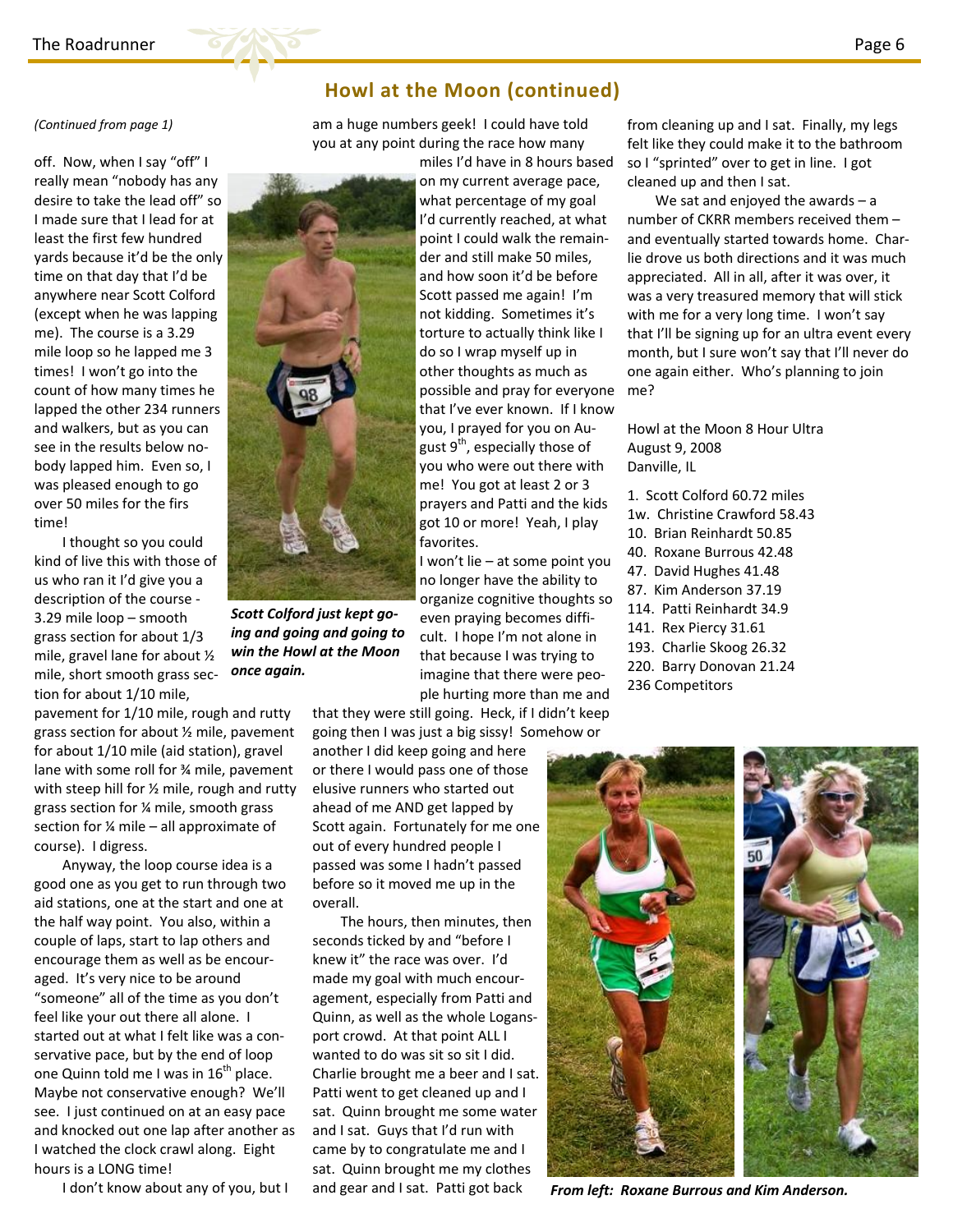## Howl at the Moon (continued)

*(Continued from page 1)*

off. Now, when I say "off" I really mean "nobody has any desire to take the lead off" so I made sure that I lead for at least the first few hundred yards because it'd be the only time on that day that I'd be anywhere near Scott Colford (except when he was lapping me). The course is a 3.29 mile loop so he lapped me 3 times! I won't go into the count of how many times he lapped the other 234 runners and walkers, but as you can see in the results below nobody lapped him. Even so, I was pleased enough to go over 50 miles for the firs time!

I thought so you could kind of live this with those of us who ran it I'd give you a description of the course - 3.29 mile loop – smooth grass section for about 1/3 mile, gravel lane for about ½ mile, short smooth grass section for about 1/10 mile, pavement for 1/10 mile, rough and rutty grass section for about ½ mile, pavement for about 1/10 mile (aid station), gravel lane with some roll for ¾ mile, pavement with steep hill for ½ mile, rough and rutty grass section for ¼ mile, smooth grass section for ¼ mile – all approximate of course). I digress.

Anyway, the loop course idea is a good one as you get to run through two aid stations, one at the start and one at the half way point. You also, within a couple of laps, start to lap others and encourage them as well as be encouraged. It's very nice to be around "someone" all of the time as you don't feel like your out there all alone. I started out at what I felt like was a conservative pace, but by the end of loop one Quinn told me I was in 16th place. Maybe not conservative enough? We'll see. I just continued on at an easy pace and knocked out one lap after another as I watched the clock crawl along. Eight hours is a LONG time!

I don't know about any of you, but I am a huge numbers geek! I could have told you at any point during the race how many miles I'd have in 8 hours based on my current average pace, what percentage of my goal I'd currently reached, at what point I could walk the remainder and still make 50 miles, and how soon it'd be before Scott passed me again! I'm not kidding. Sometimes it's torture to actually think like I do so I wrap myself up in other thoughts as much as possible and pray for everyone that I've ever known. If I know you, I prayed for you on August 9th, especially those of you who were out there with me! You got at least 2 or 3 prayers and Patti and the kids got 10 or more! Yeah, I play favorites.

*Scott Colford just kept going and going and going to win the Howl at the Moon once again.*

I won't lie – at some point you no longer have the ability to organize cognitive thoughts so even praying becomes difficult. I hope I'm not alone in that because I was trying to imagine that there were people hurting more than me and that they were still going. Heck, if I didn't keep going then I was just a big sissy! Somehow or another I did keep going and here or there I would pass one of those elusive runners who started out ahead of me AND get lapped by Scott again. Fortunately for me one out of every hundred people I passed was some I hadn't passed before so it moved me up in the overall.

The hours, then minutes, then seconds ticked by and "before I knew it" the race was over. I'd made my goal with much encouragement, especially from Patti and Quinn, as well as the whole Logansport crowd. At that point ALL I wanted to do was sit so sit I did. Charlie brought me a beer and I sat. Patti went to get cleaned up and I sat. Quinn brought me some water and I sat. Guys that I'd run with came by to congratulate me and I sat. Quinn brought me my clothes and gear and I sat. Patti got back from cleaning up and I sat. Finally, my legs felt like they could make it to the bathroom so I "sprinted" over to get in line. I got cleaned up and then I sat.

We sat and enjoyed the awards – a number of CKRR members received them – and eventually started towards home. Charlie drove us both directions and it was much appreciated. All in all, after it was over, it was a very treasured memory that will stick with me for a very long time. I won't say that I'll be signing up for an ultra event every month, but I sure won't say that I'll never do one again either. Who's planning to join me?

Howl at the Moon 8 Hour Ultra
August 9, 2008
Danville, IL

1. Scott Colford 60.72 miles
1w. Christine Crawford 58.43
10. Brian Reinhardt 50.85
40. Roxane Burrous 42.48
47. David Hughes 41.48
87. Kim Anderson 37.19
114. Patti Reinhardt 34.9
141. Rex Piercy 31.61
193. Charlie Skoog 26.32
220. Barry Donovan 21.24
236 Competitors

*From left: Roxane Burrous and Kim Anderson.*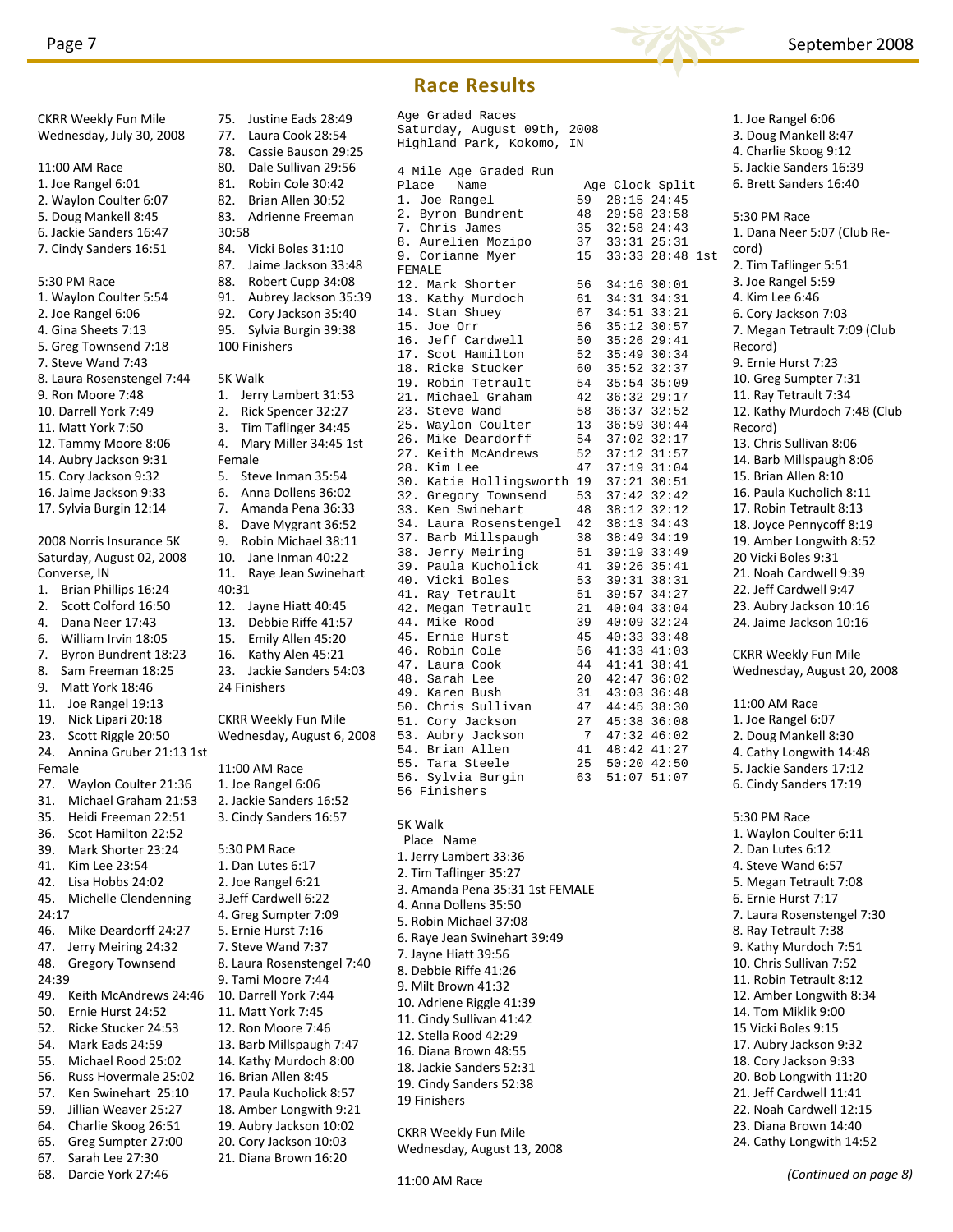## Race Results

CKRR Weekly Fun Mile
Wednesday, July 30, 2008

11:00 AM Race
1. Joe Rangel 6:01
2. Waylon Coulter 6:07
5. Doug Mankell 8:45
6. Jackie Sanders 16:47
7. Cindy Sanders 16:51

5:30 PM Race
1. Waylon Coulter 5:54
2. Joe Rangel 6:06
4. Gina Sheets 7:13
5. Greg Townsend 7:18
7. Steve Wand 7:43
8. Laura Rosenstengel 7:44
9. Ron Moore 7:48
10. Darrell York 7:49
11. Matt York 7:50
12. Tammy Moore 8:06
14. Aubry Jackson 9:31
15. Cory Jackson 9:32
16. Jaime Jackson 9:33
17. Sylvia Burgin 12:14

2008 Norris Insurance 5K
Saturday, August 02, 2008
Converse, IN

1. Brian Phillips 16:24
2. Scott Colford 16:50
4. Dana Neer 17:43
6. William Irvin 18:05
7. Byron Bundrent 18:23
8. Sam Freeman 18:25
9. Matt York 18:46
11. Joe Rangel 19:13
19. Nick Lipari 20:18
23. Scott Riggle 20:50
24. Annina Gruber 21:13 1st Female
27. Waylon Coulter 21:36
31. Michael Graham 21:53
35. Heidi Freeman 22:51
36. Scot Hamilton 22:52
39. Mark Shorter 23:24
41. Kim Lee 23:54
42. Lisa Hobbs 24:02
45. Michelle Clendenning 24:17
46. Mike Deardorff 24:27
47. Jerry Meiring 24:32
48. Gregory Townsend 24:39
49. Keith McAndrews 24:46
50. Ernie Hurst 24:52
52. Ricke Stucker 24:53
54. Mark Eads 24:59
55. Michael Rood 25:02
56. Russ Hovermale 25:02
57. Ken Swinehart 25:10
59. Jillian Weaver 25:27
64. Charlie Skoog 26:51
65. Greg Sumpter 27:00
67. Sarah Lee 27:30
68. Darcie York 27:46
75. Justine Eads 28:49
77. Laura Cook 28:54
78. Cassie Bauson 29:25
80. Dale Sullivan 29:56
81. Robin Cole 30:42
82. Brian Allen 30:52
83. Adrienne Freeman 30:58
84. Vicki Boles 31:10
87. Jaime Jackson 33:48
88. Robert Cupp 34:08
91. Aubrey Jackson 35:39
92. Cory Jackson 35:40
95. Sylvia Burgin 39:38

100 Finishers

5K Walk

1. Jerry Lambert 31:53
2. Rick Spencer 32:27
3. Tim Taflinger 34:45
4. Mary Miller 34:45 1st Female
5. Steve Inman 35:54
6. Anna Dollens 36:02
7. Amanda Pena 36:33
8. Dave Mygrant 36:52
9. Robin Michael 38:11
10. Jane Inman 40:22
11. Raye Jean Swinehart 40:31
12. Jayne Hiatt 40:45
13. Debbie Riffe 41:57
15. Emily Allen 45:20
16. Kathy Alen 45:21
23. Jackie Sanders 54:03

24 Finishers

CKRR Weekly Fun Mile
Wednesday, August 6, 2008

11:00 AM Race
1. Joe Rangel 6:06
2. Jackie Sanders 16:52
3. Cindy Sanders 16:57

5:30 PM Race
1. Dan Lutes 6:17
2. Joe Rangel 6:21
3. Jeff Cardwell 6:22
4. Greg Sumpter 7:09
5. Ernie Hurst 7:16
7. Steve Wand 7:37
8. Laura Rosenstengel 7:40
9. Tami Moore 7:44
10. Darrell York 7:44
11. Matt York 7:45
12. Ron Moore 7:46
13. Barb Millspaugh 7:47
14. Kathy Murdoch 8:00
16. Brian Allen 8:45
17. Paula Kucholick 8:57
18. Amber Longwith 9:21
19. Aubry Jackson 10:02
20. Cory Jackson 10:03
21. Diana Brown 16:20

Age Graded Races
Saturday, August 09th, 2008
Highland Park, Kokomo, IN

4 Mile Age Graded Run

| Place | Name | Age | Clock | Split |
|---|---|---|---|---|
| 1. | Joe Rangel | 59 | 28:15 | 24:45 |
| 2. | Byron Bundrent | 48 | 29:58 | 23:58 |
| 7. | Chris James | 35 | 32:58 | 24:43 |
| 8. | Aurelien Mozipo | 37 | 33:31 | 25:31 |
| 9. | Corianne Myer | 15 | 33:33 | 28:48 1st FEMALE |
| 12. | Mark Shorter | 56 | 34:16 | 30:01 |
| 13. | Kathy Murdoch | 61 | 34:31 | 34:31 |
| 14. | Stan Shuey | 67 | 34:51 | 33:21 |
| 15. | Joe Orr | 56 | 35:12 | 30:57 |
| 16. | Jeff Cardwell | 50 | 35:26 | 29:41 |
| 17. | Scot Hamilton | 52 | 35:49 | 30:34 |
| 18. | Ricke Stucker | 60 | 35:52 | 32:37 |
| 19. | Robin Tetrault | 54 | 35:54 | 35:09 |
| 21. | Michael Graham | 42 | 36:32 | 29:17 |
| 23. | Steve Wand | 58 | 36:37 | 32:52 |
| 25. | Waylon Coulter | 13 | 36:59 | 30:44 |
| 26. | Mike Deardorff | 54 | 37:02 | 32:17 |
| 27. | Keith McAndrews | 52 | 37:12 | 31:57 |
| 28. | Kim Lee | 47 | 37:19 | 31:04 |
| 30. | Katie Hollingsworth | 19 | 37:21 | 30:51 |
| 32. | Gregory Townsend | 53 | 37:42 | 32:42 |
| 33. | Ken Swinehart | 48 | 38:12 | 32:12 |
| 34. | Laura Rosenstengel | 42 | 38:13 | 34:43 |
| 37. | Barb Millspaugh | 38 | 38:49 | 34:19 |
| 38. | Jerry Meiring | 51 | 39:19 | 33:49 |
| 39. | Paula Kucholick | 41 | 39:26 | 35:41 |
| 40. | Vicki Boles | 53 | 39:31 | 38:31 |
| 41. | Ray Tetrault | 51 | 39:57 | 34:27 |
| 42. | Megan Tetrault | 21 | 40:04 | 33:04 |
| 44. | Mike Rood | 39 | 40:33 | 32:24 |
| 45. | Ernie Hurst | 45 | 40:33 | 33:48 |
| 46. | Robin Cole | 56 | 41:33 | 41:03 |
| 47. | Laura Cook | 44 | 41:41 | 38:41 |
| 48. | Sarah Lee | 20 | 42:47 | 36:02 |
| 49. | Karen Bush | 31 | 43:03 | 36:48 |
| 50. | Chris Sullivan | 47 | 44:45 | 38:30 |
| 51. | Cory Jackson | 27 | 45:38 | 36:08 |
| 53. | Aubry Jackson | 7 | 47:32 | 46:02 |
| 54. | Brian Allen | 41 | 48:42 | 41:27 |
| 55. | Tara Steele | 25 | 50:20 | 42:50 |
| 56. | Sylvia Burgin | 63 | 51:07 | 51:07 |

56 Finishers

5K Walk

Place Name
1. Jerry Lambert 33:36
2. Tim Taflinger 35:27
3. Amanda Pena 35:31 1st FEMALE
4. Anna Dollens 35:50
5. Robin Michael 37:08
6. Raye Jean Swinehart 39:49
7. Jayne Hiatt 39:56
8. Debbie Riffe 41:26
9. Milt Brown 41:32
10. Adriene Riggle 41:39
11. Cindy Sullivan 41:42
12. Stella Rood 42:29
16. Diana Brown 48:55
18. Jackie Sanders 52:31
19. Cindy Sanders 52:38

19 Finishers

CKRR Weekly Fun Mile
Wednesday, August 13, 2008

11:00 AM Race
1. Joe Rangel 6:06
3. Doug Mankell 8:47
4. Charlie Skoog 9:12
5. Jackie Sanders 16:39
6. Brett Sanders 16:40

5:30 PM Race
1. Dana Neer 5:07 (Club Record)
2. Tim Taflinger 5:51
3. Joe Rangel 5:59
4. Kim Lee 6:46
6. Cory Jackson 7:03
7. Megan Tetrault 7:09 (Club Record)
9. Ernie Hurst 7:23
10. Greg Sumpter 7:31
11. Ray Tetrault 7:34
12. Kathy Murdoch 7:48 (Club Record)
13. Chris Sullivan 8:06
14. Barb Millspaugh 8:06
15. Brian Allen 8:10
16. Paula Kucholich 8:11
17. Robin Tetrault 8:13
18. Joyce Pennycoff 8:19
19. Amber Longwith 8:52
20 Vicki Boles 9:31
21. Noah Cardwell 9:39
22. Jeff Cardwell 9:47
23. Aubry Jackson 10:16
24. Jaime Jackson 10:16

CKRR Weekly Fun Mile
Wednesday, August 20, 2008

11:00 AM Race
1. Joe Rangel 6:07
2. Doug Mankell 8:30
4. Cathy Longwith 14:48
5. Jackie Sanders 17:12
6. Cindy Sanders 17:19

5:30 PM Race
1. Waylon Coulter 6:11
2. Dan Lutes 6:12
4. Steve Wand 6:57
5. Megan Tetrault 7:08
6. Ernie Hurst 7:17
7. Laura Rosenstengel 7:30
8. Ray Tetrault 7:38
9. Kathy Murdoch 7:51
10. Chris Sullivan 7:52
11. Robin Tetrault 8:12
12. Amber Longwith 8:34
14. Tom Miklik 9:00
15 Vicki Boles 9:15
17. Aubry Jackson 9:32
18. Cory Jackson 9:33
20. Bob Longwith 11:20
21. Jeff Cardwell 11:41
22. Noah Cardwell 12:15
23. Diana Brown 14:40
24. Cathy Longwith 14:52

*(Continued on page 8)*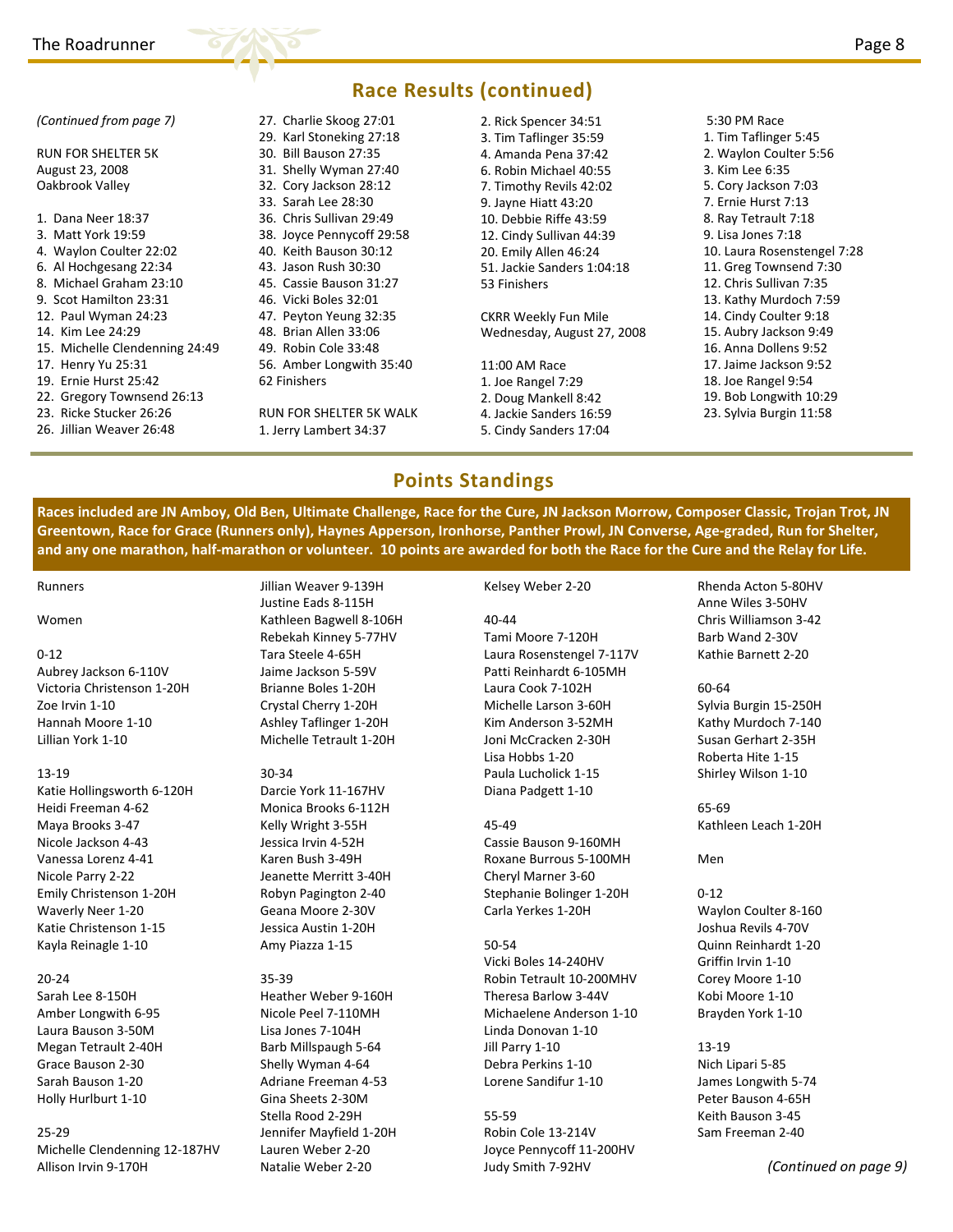## Race Results (continued)

*(Continued from page 7)*

RUN FOR SHELTER 5K
August 23, 2008
Oakbrook Valley

1. Dana Neer 18:37
3. Matt York 19:59
4. Waylon Coulter 22:02
6. Al Hochgesang 22:34
8. Michael Graham 23:10
9. Scot Hamilton 23:31
12. Paul Wyman 24:23
14. Kim Lee 24:29
15. Michelle Clendenning 24:49
17. Henry Yu 25:31
19. Ernie Hurst 25:42
22. Gregory Townsend 26:13
23. Ricke Stucker 26:26
26. Jillian Weaver 26:48
27. Charlie Skoog 27:01
29. Karl Stoneking 27:18
30. Bill Bauson 27:35
31. Shelly Wyman 27:40
32. Cory Jackson 28:12
33. Sarah Lee 28:30
36. Chris Sullivan 29:49
38. Joyce Pennycoff 29:58
40. Keith Bauson 30:12
43. Jason Rush 30:30
45. Cassie Bauson 31:27
46. Vicki Boles 32:01
47. Peyton Yeung 32:35
48. Brian Allen 33:06
49. Robin Cole 33:48
56. Amber Longwith 35:40

62 Finishers

RUN FOR SHELTER 5K WALK

1. Jerry Lambert 34:37
2. Rick Spencer 34:51
3. Tim Taflinger 35:59
4. Amanda Pena 37:42
6. Robin Michael 40:55
7. Timothy Revils 42:02
9. Jayne Hiatt 43:20
10. Debbie Riffe 43:59
12. Cindy Sullivan 44:39
20. Emily Allen 46:24
51. Jackie Sanders 1:04:18

53 Finishers

CKRR Weekly Fun Mile
Wednesday, August 27, 2008

11:00 AM Race

1. Joe Rangel 7:29
2. Doug Mankell 8:42
4. Jackie Sanders 16:59
5. Cindy Sanders 17:04

5:30 PM Race

1. Tim Taflinger 5:45
2. Waylon Coulter 5:56
3. Kim Lee 6:35
5. Cory Jackson 7:03
7. Ernie Hurst 7:13
8. Ray Tetrault 7:18
9. Lisa Jones 7:18
10. Laura Rosenstengel 7:28
11. Greg Townsend 7:30
12. Chris Sullivan 7:35
13. Kathy Murdoch 7:59
14. Cindy Coulter 9:18
15. Aubry Jackson 9:49
16. Anna Dollens 9:52
17. Jaime Jackson 9:52
18. Joe Rangel 9:54
19. Bob Longwith 10:29
23. Sylvia Burgin 11:58

## Points Standings

**Races included are JN Amboy, Old Ben, Ultimate Challenge, Race for the Cure, JN Jackson Morrow, Composer Classic, Trojan Trot, JN Greentown, Race for Grace (Runners only), Haynes Apperson, Ironhorse, Panther Prowl, JN Converse, Age-graded, Run for Shelter, and any one marathon, half-marathon or volunteer. 10 points are awarded for both the Race for the Cure and the Relay for Life.**

Runners

Women

0-12
Aubrey Jackson 6-110V
Victoria Christenson 1-20H
Zoe Irvin 1-10
Hannah Moore 1-10
Lillian York 1-10

13-19
Katie Hollingsworth 6-120H
Heidi Freeman 4-62
Maya Brooks 3-47
Nicole Jackson 4-43
Vanessa Lorenz 4-41
Nicole Parry 2-22
Emily Christenson 1-20H
Waverly Neer 1-20
Katie Christenson 1-15
Kayla Reinagle 1-10

20-24
Sarah Lee 8-150H
Amber Longwith 6-95
Laura Bauson 3-50M
Megan Tetrault 2-40H
Grace Bauson 2-30
Sarah Bauson 1-20
Holly Hurlburt 1-10

25-29
Michelle Clendenning 12-187HV
Allison Irvin 9-170H
Jillian Weaver 9-139H
Justine Eads 8-115H
Kathleen Bagwell 8-106H
Rebekah Kinney 5-77HV
Tara Steele 4-65H
Jaime Jackson 5-59V
Brianne Boles 1-20H
Crystal Cherry 1-20H
Ashley Taflinger 1-20H
Michelle Tetrault 1-20H

30-34
Darcie York 11-167HV
Monica Brooks 6-112H
Kelly Wright 3-55H
Jessica Irvin 4-52H
Karen Bush 3-49H
Jeanette Merritt 3-40H
Robyn Pagington 2-40
Geana Moore 2-30V
Jessica Austin 1-20H
Amy Piazza 1-15

35-39
Heather Weber 9-160H
Nicole Peel 7-110MH
Lisa Jones 7-104H
Barb Millspaugh 5-64
Shelly Wyman 4-64
Adriane Freeman 4-53
Gina Sheets 2-30M
Stella Rood 2-29H
Jennifer Mayfield 1-20H
Lauren Weber 2-20
Natalie Weber 2-20
Kelsey Weber 2-20

40-44
Tami Moore 7-120H
Laura Rosenstengel 7-117V
Patti Reinhardt 6-105MH
Laura Cook 7-102H
Michelle Larson 3-60H
Kim Anderson 3-52MH
Joni McCracken 2-30H
Lisa Hobbs 1-20
Paula Lucholick 1-15
Diana Padgett 1-10

45-49
Cassie Bauson 9-160MH
Roxane Burrous 5-100MH
Cheryl Marner 3-60
Stephanie Bolinger 1-20H
Carla Yerkes 1-20H

50-54
Vicki Boles 14-240HV
Robin Tetrault 10-200MHV
Theresa Barlow 3-44V
Michaelene Anderson 1-10
Linda Donovan 1-10
Jill Parry 1-10
Debra Perkins 1-10
Lorene Sandifur 1-10

55-59
Robin Cole 13-214V
Joyce Pennycoff 11-200HV
Judy Smith 7-92HV
Rhenda Acton 5-80HV
Anne Wiles 3-50HV
Chris Williamson 3-42
Barb Wand 2-30V
Kathie Barnett 2-20

60-64
Sylvia Burgin 15-250H
Kathy Murdoch 7-140
Susan Gerhart 2-35H
Roberta Hite 1-15
Shirley Wilson 1-10

65-69
Kathleen Leach 1-20H

Men

0-12
Waylon Coulter 8-160
Joshua Revils 4-70V
Quinn Reinhardt 1-20
Griffin Irvin 1-10
Corey Moore 1-10
Kobi Moore 1-10
Brayden York 1-10

13-19
Nich Lipari 5-85
James Longwith 5-74
Peter Bauson 4-65H
Keith Bauson 3-45
Sam Freeman 2-40

*(Continued on page 9)*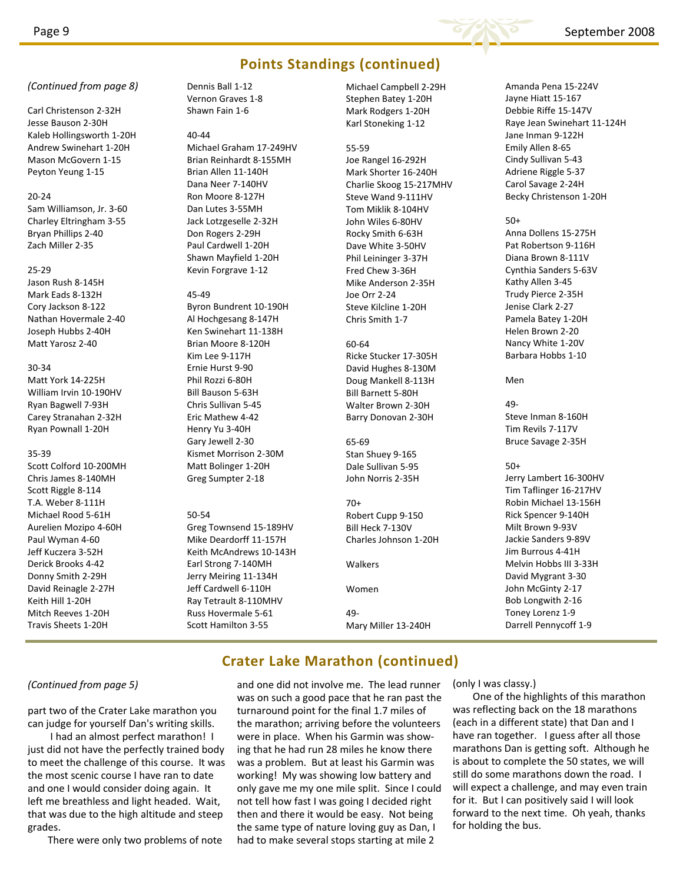## Points Standings (continued)

*(Continued from page 8)*

Carl Christenson 2-32H
Jesse Bauson 2-30H
Kaleb Hollingsworth 1-20H
Andrew Swinehart 1-20H
Mason McGovern 1-15
Peyton Yeung 1-15

20-24
Sam Williamson, Jr. 3-60
Charley Eltringham 3-55
Bryan Phillips 2-40
Zach Miller 2-35

25-29
Jason Rush 8-145H
Mark Eads 8-132H
Cory Jackson 8-122
Nathan Hovermale 2-40
Joseph Hubbs 2-40H
Matt Yarosz 2-40

30-34
Matt York 14-225H
William Irvin 10-190HV
Ryan Bagwell 7-93H
Carey Stranahan 2-32H
Ryan Pownall 1-20H

35-39
Scott Colford 10-200MH
Chris James 8-140MH
Scott Riggle 8-114
T.A. Weber 8-111H
Michael Rood 5-61H
Aurelien Mozipo 4-60H
Paul Wyman 4-60
Jeff Kuczera 3-52H
Derick Brooks 4-42
Donny Smith 2-29H
David Reinagle 2-27H
Keith Hill 1-20H
Mitch Reeves 1-20H
Travis Sheets 1-20H
Dennis Ball 1-12
Vernon Graves 1-8
Shawn Fain 1-6

40-44
Michael Graham 17-249HV
Brian Reinhardt 8-155MH
Brian Allen 11-140H
Dana Neer 7-140HV
Ron Moore 8-127H
Dan Lutes 3-55MH
Jack Lotzgeselle 2-32H
Don Rogers 2-29H
Paul Cardwell 1-20H
Shawn Mayfield 1-20H
Kevin Forgrave 1-12

45-49
Byron Bundrent 10-190H
Al Hochgesang 8-147H
Ken Swinehart 11-138H
Brian Moore 8-120H
Kim Lee 9-117H
Ernie Hurst 9-90
Phil Rozzi 6-80H
Bill Bauson 5-63H
Chris Sullivan 5-45
Eric Mathew 4-42
Henry Yu 3-40H
Gary Jewell 2-30
Kismet Morrison 2-30M
Matt Bolinger 1-20H
Greg Sumpter 2-18

50-54
Greg Townsend 15-189HV
Mike Deardorff 11-157H
Keith McAndrews 10-143H
Earl Strong 7-140MH
Jerry Meiring 11-134H
Jeff Cardwell 6-110H
Ray Tetrault 8-110MHV
Russ Hovermale 5-61
Scott Hamilton 3-55
Michael Campbell 2-29H
Stephen Batey 1-20H
Mark Rodgers 1-20H
Karl Stoneking 1-12

55-59
Joe Rangel 16-292H
Mark Shorter 16-240H
Charlie Skoog 15-217MHV
Steve Wand 9-111HV
Tom Miklik 8-104HV
John Wiles 6-80HV
Rocky Smith 6-63H
Dave White 3-50HV
Phil Leininger 3-37H
Fred Chew 3-36H
Mike Anderson 2-35H
Joe Orr 2-24
Steve Kilcline 1-20H
Chris Smith 1-7

60-64
Ricke Stucker 17-305H
David Hughes 8-130M
Doug Mankell 8-113H
Bill Barnett 5-80H
Walter Brown 2-30H
Barry Donovan 2-30H

65-69
Stan Shuey 9-165
Dale Sullivan 5-95
John Norris 2-35H

70+
Robert Cupp 9-150
Bill Heck 7-130V
Charles Johnson 1-20H

Walkers

Women

49-
Mary Miller 13-240H
Amanda Pena 15-224V
Jayne Hiatt 15-167
Debbie Riffe 15-147V
Raye Jean Swinehart 11-124H
Jane Inman 9-122H
Emily Allen 8-65
Cindy Sullivan 5-43
Adriene Riggle 5-37
Carol Savage 2-24H
Becky Christenson 1-20H

50+
Anna Dollens 15-275H
Pat Robertson 9-116H
Diana Brown 8-111V
Cynthia Sanders 5-63V
Kathy Allen 3-45
Trudy Pierce 2-35H
Jenise Clark 2-27
Pamela Batey 1-20H
Helen Brown 2-20
Nancy White 1-20V
Barbara Hobbs 1-10

Men

49-
Steve Inman 8-160H
Tim Revils 7-117V
Bruce Savage 2-35H

50+
Jerry Lambert 16-300HV
Tim Taflinger 16-217HV
Robin Michael 13-156H
Rick Spencer 9-140H
Milt Brown 9-93V
Jackie Sanders 9-89V
Jim Burrous 4-41H
Melvin Hobbs III 3-33H
David Mygrant 3-30
John McGinty 2-17
Bob Longwith 2-16
Toney Lorenz 1-9
Darrell Pennycoff 1-9

## Crater Lake Marathon (continued)

*(Continued from page 5)*

part two of the Crater Lake marathon you can judge for yourself Dan's writing skills.

I had an almost perfect marathon! I just did not have the perfectly trained body to meet the challenge of this course. It was the most scenic course I have ran to date and one I would consider doing again. It left me breathless and light headed. Wait, that was due to the high altitude and steep grades.

There were only two problems of note and one did not involve me. The lead runner was on such a good pace that he ran past the turnaround point for the final 1.7 miles of the marathon; arriving before the volunteers were in place. When his Garmin was showing that he had run 28 miles he know there was a problem. But at least his Garmin was working! My was showing low battery and only gave me my one mile split. Since I could not tell how fast I was going I decided right then and there it would be easy. Not being the same type of nature loving guy as Dan, I had to make several stops starting at mile 2 (only I was classy.)

One of the highlights of this marathon was reflecting back on the 18 marathons (each in a different state) that Dan and I have ran together. I guess after all those marathons Dan is getting soft. Although he is about to complete the 50 states, we will still do some marathons down the road. I will expect a challenge, and may even train for it. But I can positively said I will look forward to the next time. Oh yeah, thanks for holding the bus.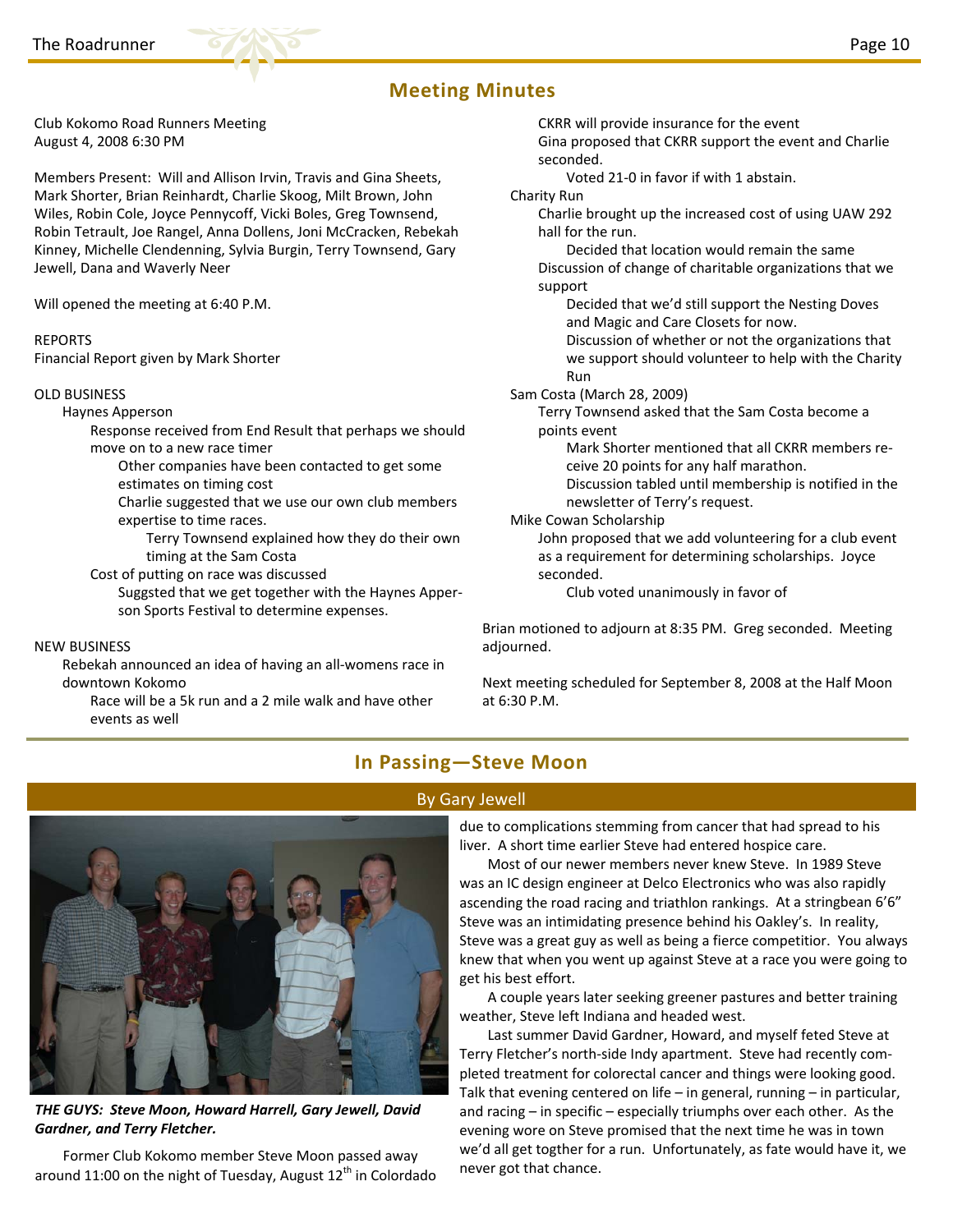## Meeting Minutes

Club Kokomo Road Runners Meeting
August 4, 2008 6:30 PM

Members Present: Will and Allison Irvin, Travis and Gina Sheets, Mark Shorter, Brian Reinhardt, Charlie Skoog, Milt Brown, John Wiles, Robin Cole, Joyce Pennycoff, Vicki Boles, Greg Townsend, Robin Tetrault, Joe Rangel, Anna Dollens, Joni McCracken, Rebekah Kinney, Michelle Clendenning, Sylvia Burgin, Terry Townsend, Gary Jewell, Dana and Waverly Neer

Will opened the meeting at 6:40 P.M.

REPORTS
Financial Report given by Mark Shorter

OLD BUSINESS

- Haynes Apperson
  - Response received from End Result that perhaps we should move on to a new race timer
    - Other companies have been contacted to get some estimates on timing cost
    - Charlie suggested that we use our own club members expertise to time races.
      - Terry Townsend explained how they do their own timing at the Sam Costa
  - Cost of putting on race was discussed
    - Suggsted that we get together with the Haynes Apperson Sports Festival to determine expenses.

NEW BUSINESS

- Rebekah announced an idea of having an all-womens race in downtown Kokomo
  - Race will be a 5k run and a 2 mile walk and have other events as well
  - CKRR will provide insurance for the event
  - Gina proposed that CKRR support the event and Charlie seconded.
    - Voted 21-0 in favor if with 1 abstain.
- Charity Run
  - Charlie brought up the increased cost of using UAW 292 hall for the run.
    - Decided that location would remain the same
  - Discussion of change of charitable organizations that we support
    - Decided that we'd still support the Nesting Doves and Magic and Care Closets for now.
    - Discussion of whether or not the organizations that we support should volunteer to help with the Charity Run
- Sam Costa (March 28, 2009)
  - Terry Townsend asked that the Sam Costa become a points event
    - Mark Shorter mentioned that all CKRR members receive 20 points for any half marathon.
    - Discussion tabled until membership is notified in the newsletter of Terry's request.
- Mike Cowan Scholarship
  - John proposed that we add volunteering for a club event as a requirement for determining scholarships. Joyce seconded.
    - Club voted unanimously in favor of

Brian motioned to adjourn at 8:35 PM. Greg seconded. Meeting adjourned.

Next meeting scheduled for September 8, 2008 at the Half Moon at 6:30 P.M.

## In Passing—Steve Moon

By Gary Jewell

*THE GUYS: Steve Moon, Howard Harrell, Gary Jewell, David Gardner, and Terry Fletcher.*

Former Club Kokomo member Steve Moon passed away around 11:00 on the night of Tuesday, August 12th in Colordado due to complications stemming from cancer that had spread to his liver. A short time earlier Steve had entered hospice care.

Most of our newer members never knew Steve. In 1989 Steve was an IC design engineer at Delco Electronics who was also rapidly ascending the road racing and triathlon rankings. At a stringbean 6'6" Steve was an intimidating presence behind his Oakley's. In reality, Steve was a great guy as well as being a fierce competitior. You always knew that when you went up against Steve at a race you were going to get his best effort.

A couple years later seeking greener pastures and better training weather, Steve left Indiana and headed west.

Last summer David Gardner, Howard, and myself feted Steve at Terry Fletcher's north-side Indy apartment. Steve had recently completed treatment for colorectal cancer and things were looking good. Talk that evening centered on life – in general, running – in particular, and racing – in specific – especially triumphs over each other. As the evening wore on Steve promised that the next time he was in town we'd all get togther for a run. Unfortunately, as fate would have it, we never got that chance.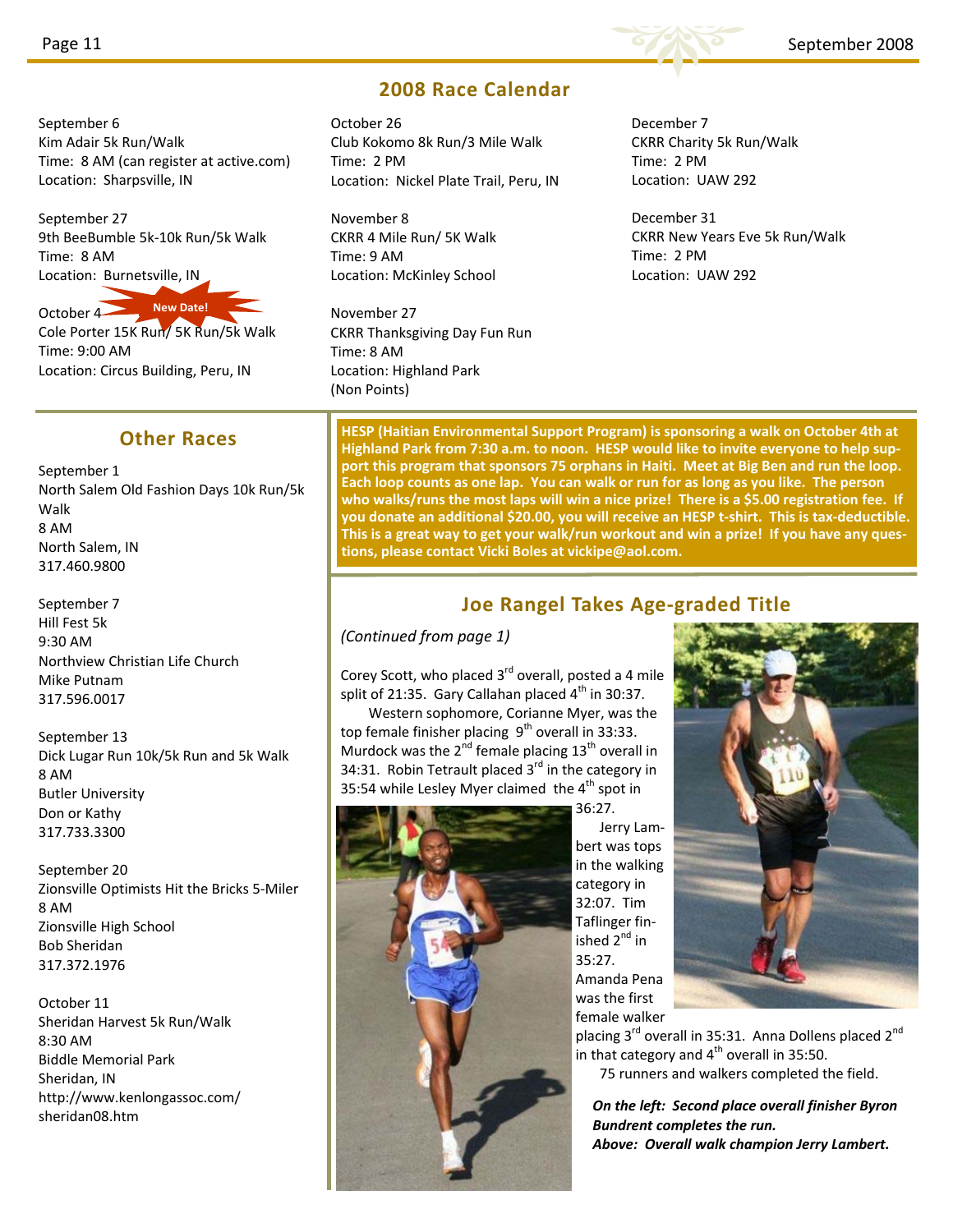## 2008 Race Calendar

September 6
Kim Adair 5k Run/Walk
Time: 8 AM (can register at active.com)
Location: Sharpsville, IN

September 27
9th BeeBumble 5k-10k Run/5k Walk
Time: 8 AM
Location: Burnetsville, IN

October 4 **New Date!**
Cole Porter 15K Run/ 5K Run/5k Walk
Time: 9:00 AM
Location: Circus Building, Peru, IN

October 26
Club Kokomo 8k Run/3 Mile Walk
Time: 2 PM
Location: Nickel Plate Trail, Peru, IN

November 8
CKRR 4 Mile Run/ 5K Walk
Time: 9 AM
Location: McKinley School

November 27
CKRR Thanksgiving Day Fun Run
Time: 8 AM
Location: Highland Park
(Non Points)

December 7
CKRR Charity 5k Run/Walk
Time: 2 PM
Location: UAW 292

December 31
CKRR New Years Eve 5k Run/Walk
Time: 2 PM
Location: UAW 292

## Other Races

September 1
North Salem Old Fashion Days 10k Run/5k Walk
8 AM
North Salem, IN
317.460.9800

September 7
Hill Fest 5k
9:30 AM
Northview Christian Life Church
Mike Putnam
317.596.0017

September 13
Dick Lugar Run 10k/5k Run and 5k Walk
8 AM
Butler University
Don or Kathy
317.733.3300

September 20
Zionsville Optimists Hit the Bricks 5-Miler
8 AM
Zionsville High School
Bob Sheridan
317.372.1976

October 11
Sheridan Harvest 5k Run/Walk
8:30 AM
Biddle Memorial Park
Sheridan, IN
http://www.kenlongassoc.com/sheridan08.htm

**HESP (Haitian Environmental Support Program) is sponsoring a walk on October 4th at Highland Park from 7:30 a.m. to noon. HESP would like to invite everyone to help support this program that sponsors 75 orphans in Haiti. Meet at Big Ben and run the loop. Each loop counts as one lap. You can walk or run for as long as you like. The person who walks/runs the most laps will win a nice prize! There is a $5.00 registration fee. If you donate an additional $20.00, you will receive an HESP t-shirt. This is tax-deductible. This is a great way to get your walk/run workout and win a prize! If you have any questions, please contact Vicki Boles at vickipe@aol.com.**

## Joe Rangel Takes Age-graded Title

*(Continued from page 1)*

Corey Scott, who placed 3rd overall, posted a 4 mile split of 21:35. Gary Callahan placed 4th in 30:37.

Western sophomore, Corianne Myer, was the top female finisher placing 9th overall in 33:33. Murdock was the 2nd female placing 13th overall in 34:31. Robin Tetrault placed 3rd in the category in 35:54 while Lesley Myer claimed the 4th spot in 36:27.

Jerry Lambert was tops in the walking category in 32:07. Tim Taflinger finished 2nd in 35:27. Amanda Pena was the first female walker placing 3rd overall in 35:31. Anna Dollens placed 2nd in that category and 4th overall in 35:50.

75 runners and walkers completed the field.

***On the left: Second place overall finisher Byron Bundrent completes the run.***
***Above: Overall walk champion Jerry Lambert.***